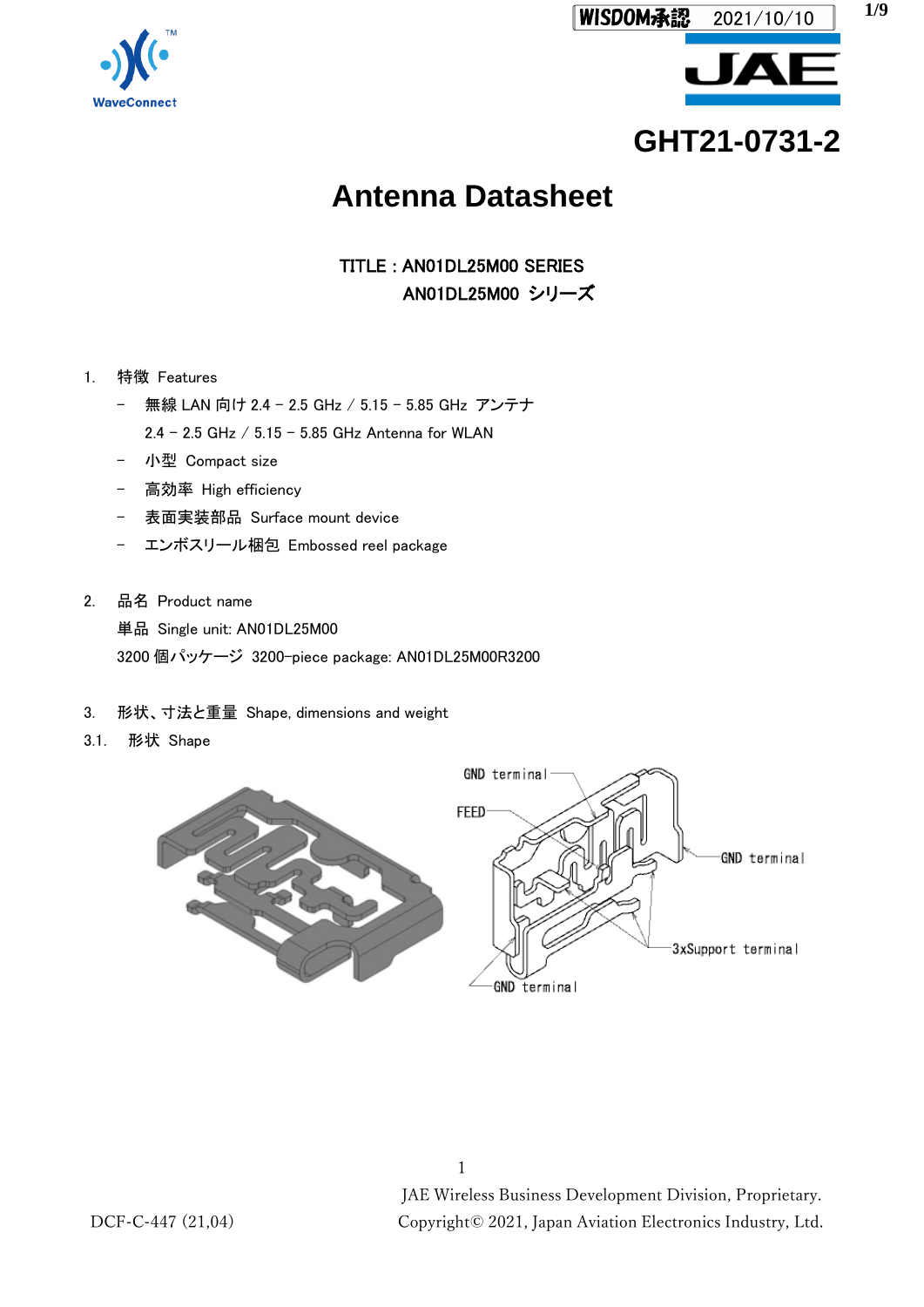WISDOM承認 2021/10/10

GHT21-0731-2

# Antenna Datasheet

TITLE : AN01DL25M00 SERIES
AN01DL25M00 シリーズ

1. 特徴 Features
   - 無線 LAN 向け 2.4 – 2.5 GHz / 5.15 – 5.85 GHz アンテナ
     2.4 – 2.5 GHz / 5.15 – 5.85 GHz Antenna for WLAN
   - 小型 Compact size
   - 高効率 High efficiency
   - 表面実装部品 Surface mount device
   - エンボスリール梱包 Embossed reel package

2. 品名 Product name
   単品 Single unit: AN01DL25M00
   3200 個パッケージ 3200-piece package: AN01DL25M00R3200

3. 形状、寸法と重量 Shape, dimensions and weight

3.1. 形状 Shape

GND terminal
FEED
GND terminal
3xSupport terminal
GND terminal

JAE Wireless Business Development Division, Proprietary.
Copyright© 2021, Japan Aviation Electronics Industry, Ltd.

DCF-C-447 (21,04)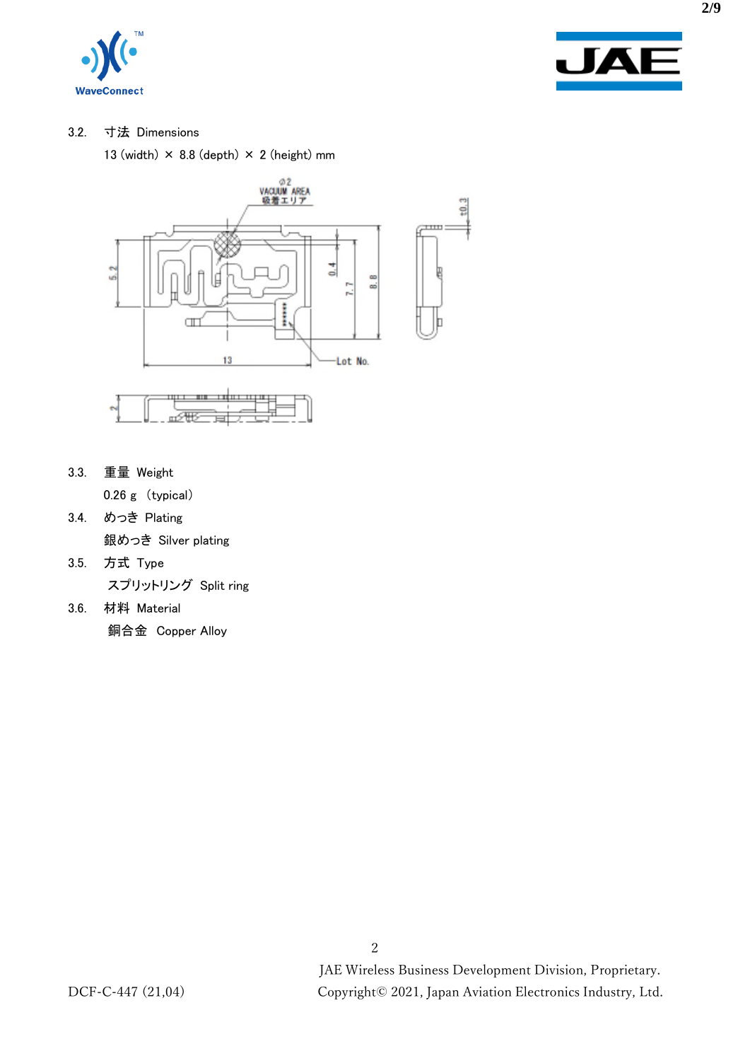3.2. 寸法 Dimensions

13 (width) × 8.8 (depth) × 2 (height) mm

3.3. 重量 Weight

0.26 g (typical)

3.4. めっき Plating

銀めっき Silver plating

3.5. 方式 Type

スプリットリング Split ring

3.6. 材料 Material

銅合金 Copper Alloy

DCF-C-447 (21,04)

JAE Wireless Business Development Division, Proprietary.
Copyright© 2021, Japan Aviation Electronics Industry, Ltd.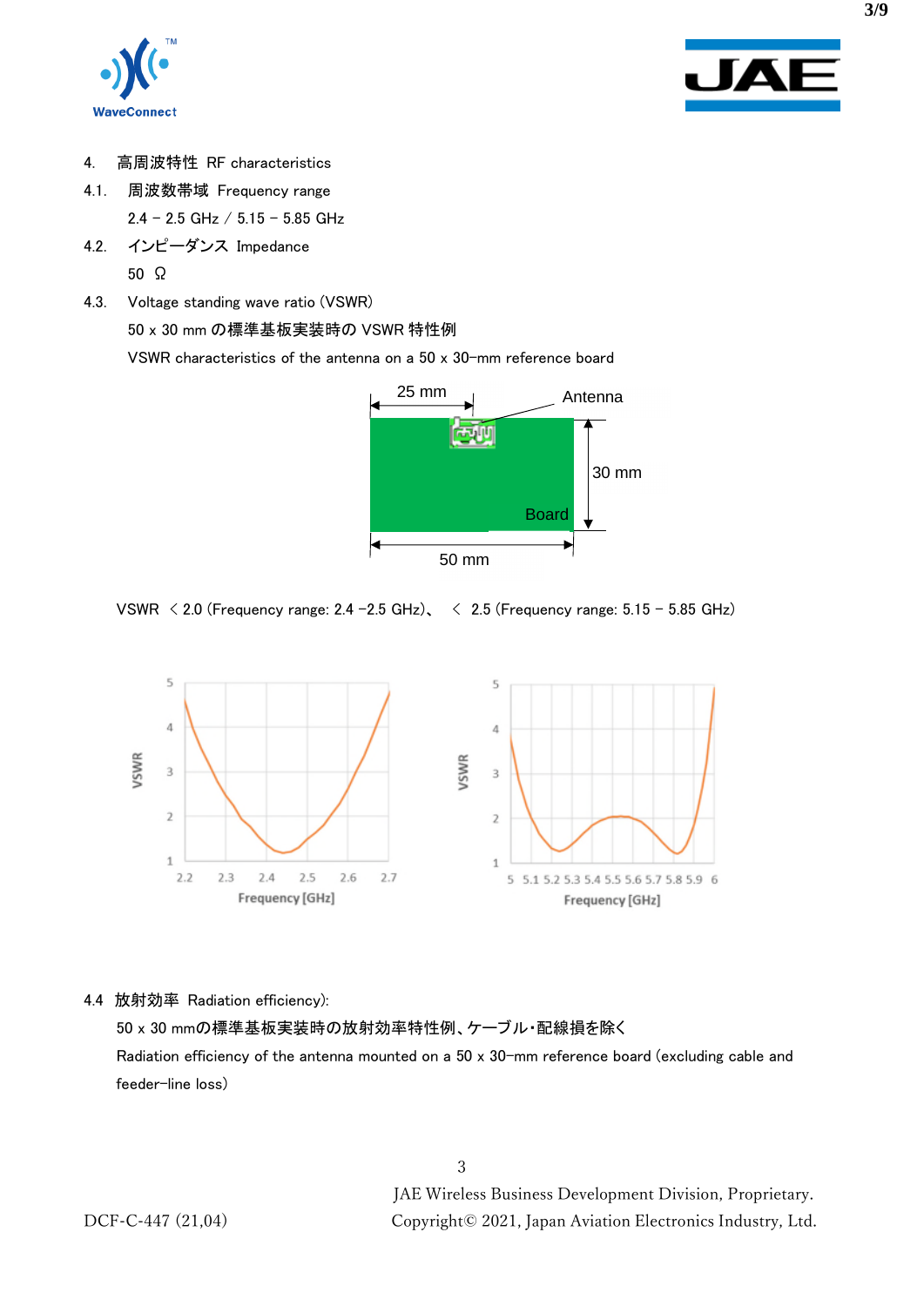## 4. 高周波特性 RF characteristics

### 4.1. 周波数帯域 Frequency range

2.4 – 2.5 GHz / 5.15 – 5.85 GHz

### 4.2. インピーダンス Impedance

50 Ω

### 4.3. Voltage standing wave ratio (VSWR)

50 x 30 mm の標準基板実装時の VSWR 特性例

VSWR characteristics of the antenna on a 50 x 30–mm reference board

VSWR ＜2.0 (Frequency range: 2.4 –2.5 GHz)、 ＜ 2.5 (Frequency range: 5.15 – 5.85 GHz)

### 4.4 放射効率 Radiation efficiency):

50 x 30 mmの標準基板実装時の放射効率特性例、ケーブル・配線損を除く

Radiation efficiency of the antenna mounted on a 50 x 30–mm reference board (excluding cable and feeder–line loss)

JAE Wireless Business Development Division, Proprietary.

DCF-C-447 (21,04) Copyright© 2021, Japan Aviation Electronics Industry, Ltd.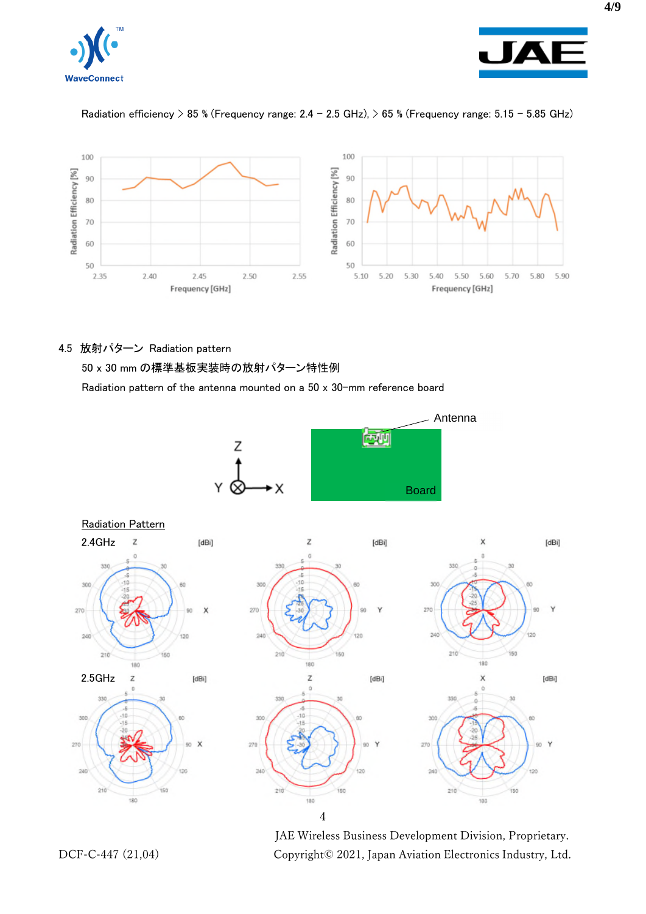Radiation efficiency > 85 % (Frequency range: 2.4 – 2.5 GHz), > 65 % (Frequency range: 5.15 – 5.85 GHz)

4.5 放射パターン Radiation pattern

50 x 30 mm の標準基板実装時の放射パターン特性例

Radiation pattern of the antenna mounted on a 50 x 30–mm reference board

Radiation Pattern

2.4GHz

2.5GHz

JAE Wireless Business Development Division, Proprietary.

DCF-C-447 (21,04) Copyright© 2021, Japan Aviation Electronics Industry, Ltd.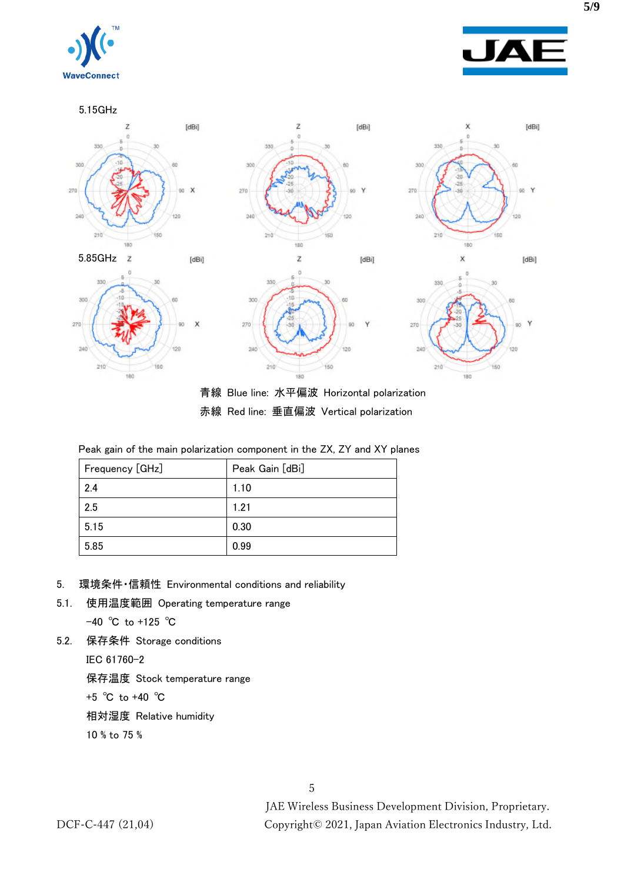5.15GHz

5.85GHz

青線 Blue line: 水平偏波 Horizontal polarization

赤線 Red line: 垂直偏波 Vertical polarization

Peak gain of the main polarization component in the ZX, ZY and XY planes

| Frequency [GHz] | Peak Gain [dBi] |
|---|---|
| 2.4 | 1.10 |
| 2.5 | 1.21 |
| 5.15 | 0.30 |
| 5.85 | 0.99 |

5. 環境条件・信頼性 Environmental conditions and reliability

5.1. 使用温度範囲 Operating temperature range

−40 ℃ to +125 ℃

5.2. 保存条件 Storage conditions

IEC 61760−2

保存温度 Stock temperature range

+5 ℃ to +40 ℃

相対湿度 Relative humidity

10 % to 75 %

JAE Wireless Business Development Division, Proprietary.

DCF-C-447 (21,04) Copyright© 2021, Japan Aviation Electronics Industry, Ltd.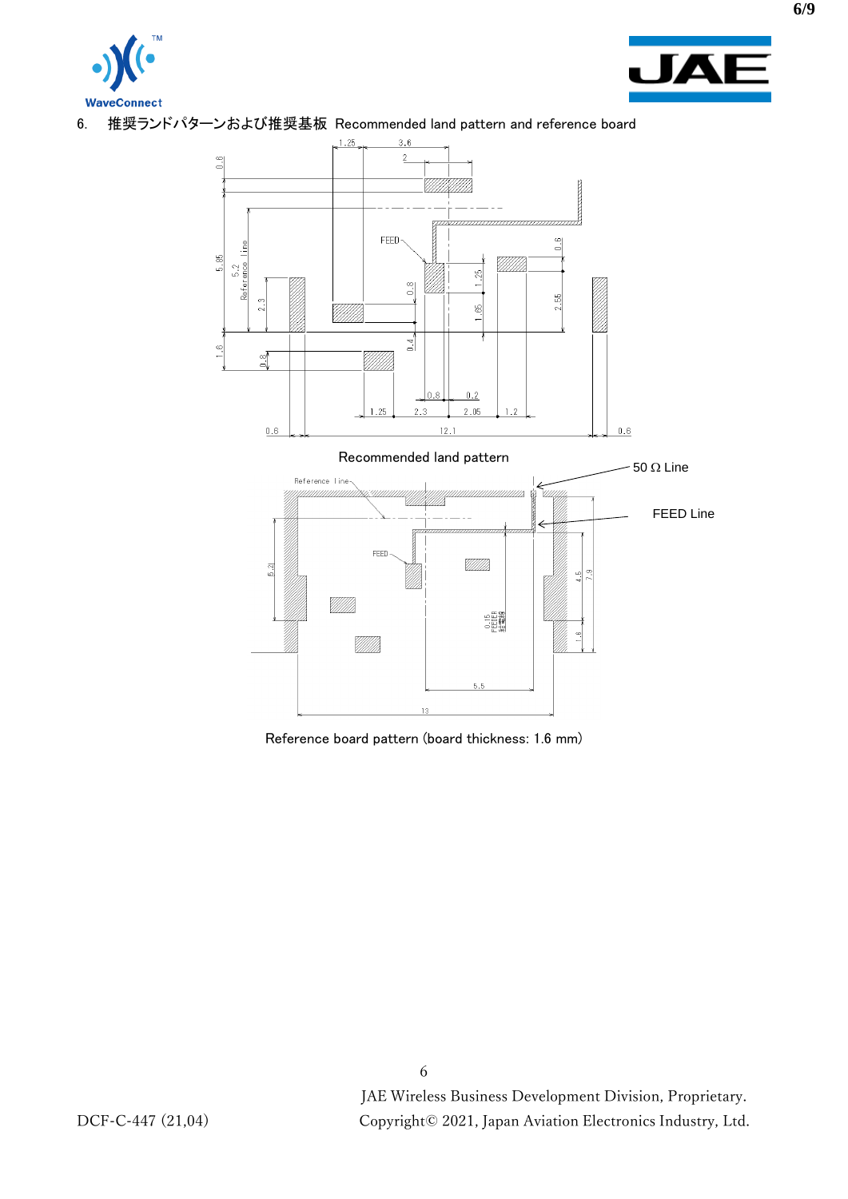## 6. 推奨ランドパターンおよび推奨基板 Recommended land pattern and reference board

Recommended land pattern

50 Ω Line

FEED Line

Reference board pattern (board thickness: 1.6 mm)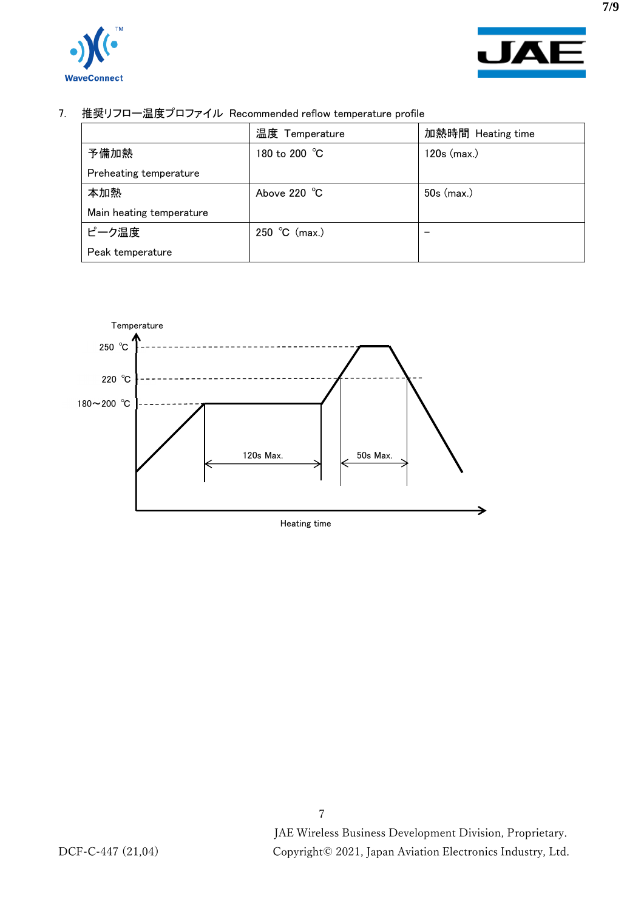## 7. 推奨リフロー温度プロファイル Recommended reflow temperature profile

| | 温度 Temperature | 加熱時間 Heating time |
|---|---|---|
| 予備加熱<br>Preheating temperature | 180 to 200 ℃ | 120s (max.) |
| 本加熱<br>Main heating temperature | Above 220 ℃ | 50s (max.) |
| ピーク温度<br>Peak temperature | 250 ℃ (max.) | – |

Temperature

250 ℃

220 ℃

180～200 ℃

120s Max.

50s Max.

Heating time

JAE Wireless Business Development Division, Proprietary.

DCF-C-447 (21,04) Copyright© 2021, Japan Aviation Electronics Industry, Ltd.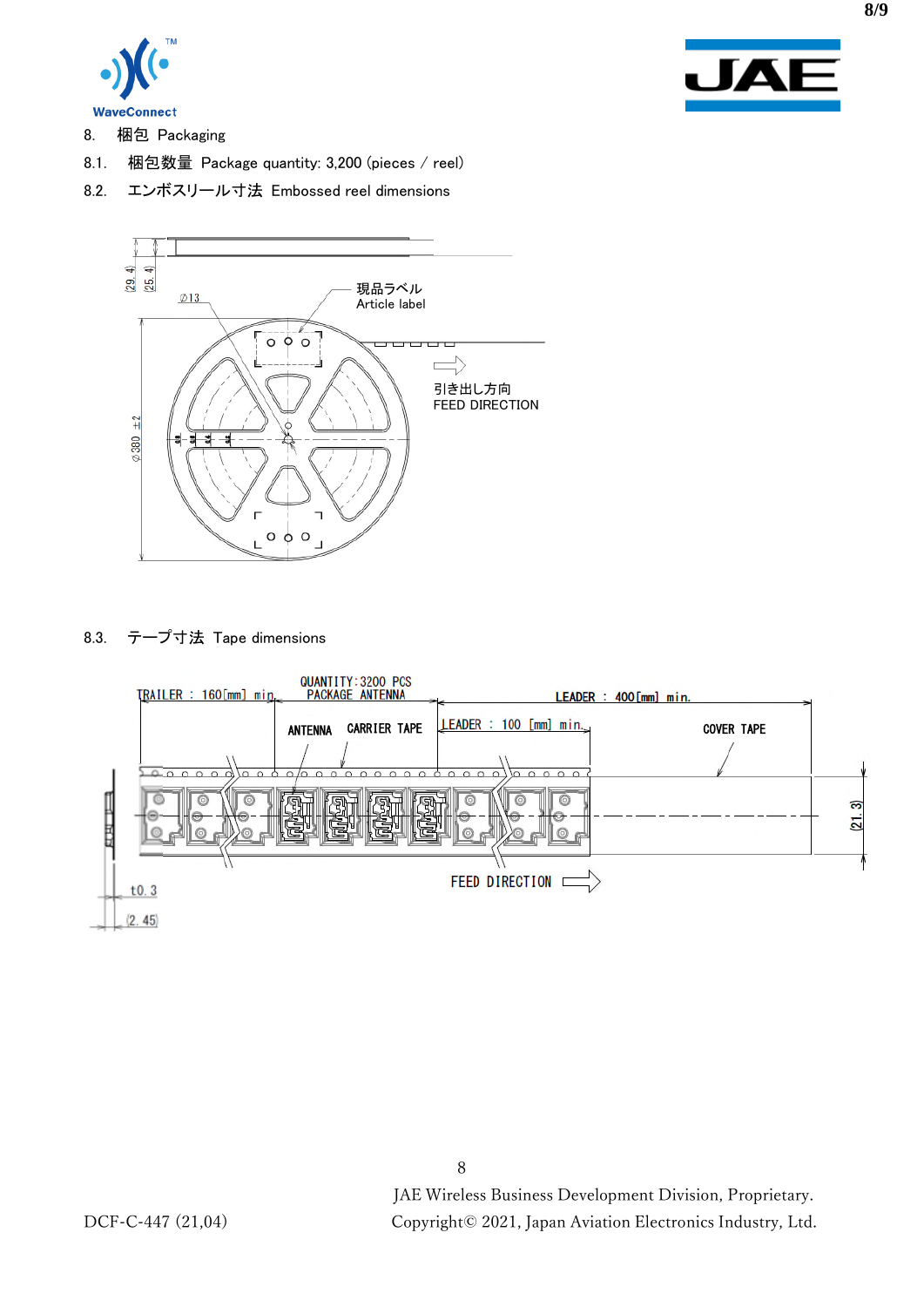## 8. 梱包 Packaging

### 8.1. 梱包数量 Package quantity: 3,200 (pieces / reel)

### 8.2. エンボスリール寸法 Embossed reel dimensions

(29.4)
(25.4)
∅13
現品ラベル
Article label
引き出し方向
FEED DIRECTION
∅380 ±2

### 8.3. テープ寸法 Tape dimensions

TRAILER : 160[mm] min.
QUANTITY:3200 PCS
PACKAGE ANTENNA
LEADER : 400[mm] min.
ANTENNA CARRIER TAPE
LEADER : 100 [mm] min.
COVER TAPE
(21.3)
t0.3
(2.45)
FEED DIRECTION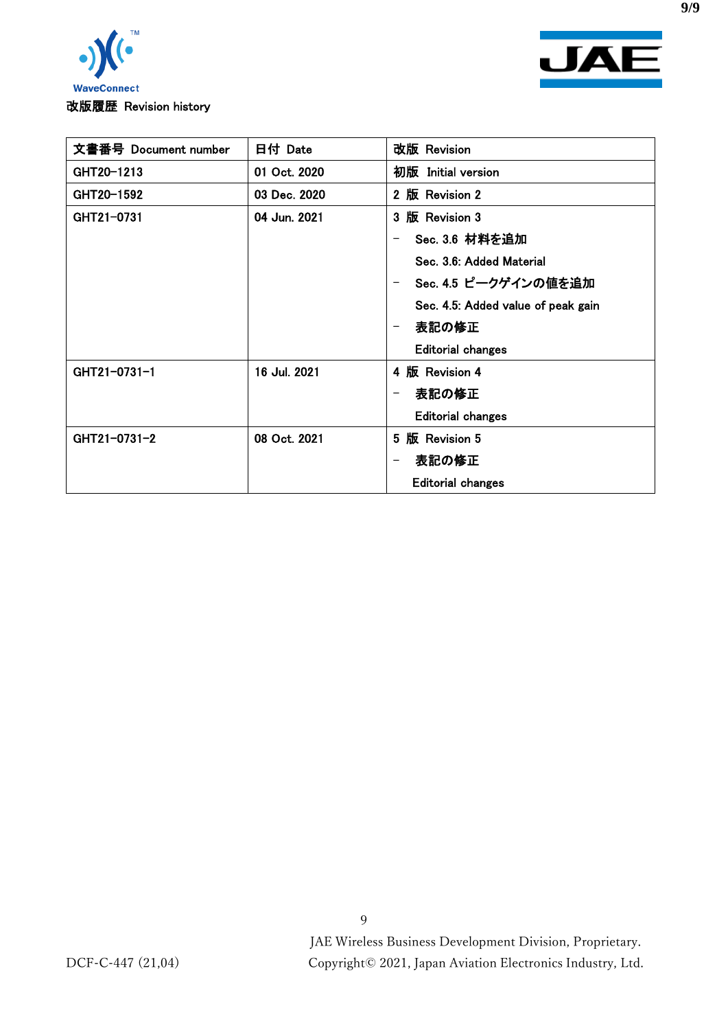改版履歴 Revision history

| 文書番号 Document number | 日付 Date | 改版 Revision |
| --- | --- | --- |
| GHT20-1213 | 01 Oct. 2020 | 初版 Initial version |
| GHT20-1592 | 03 Dec. 2020 | 2 版 Revision 2 |
| GHT21-0731 | 04 Jun. 2021 | 3 版 Revision 3<br>- Sec. 3.6 材料を追加<br>Sec. 3.6: Added Material<br>- Sec. 4.5 ピークゲインの値を追加<br>Sec. 4.5: Added value of peak gain<br>- 表記の修正<br>Editorial changes |
| GHT21-0731-1 | 16 Jul. 2021 | 4 版 Revision 4<br>- 表記の修正<br>Editorial changes |
| GHT21-0731-2 | 08 Oct. 2021 | 5 版 Revision 5<br>- 表記の修正<br>Editorial changes |

JAE Wireless Business Development Division, Proprietary.

DCF-C-447 (21,04) Copyright© 2021, Japan Aviation Electronics Industry, Ltd.